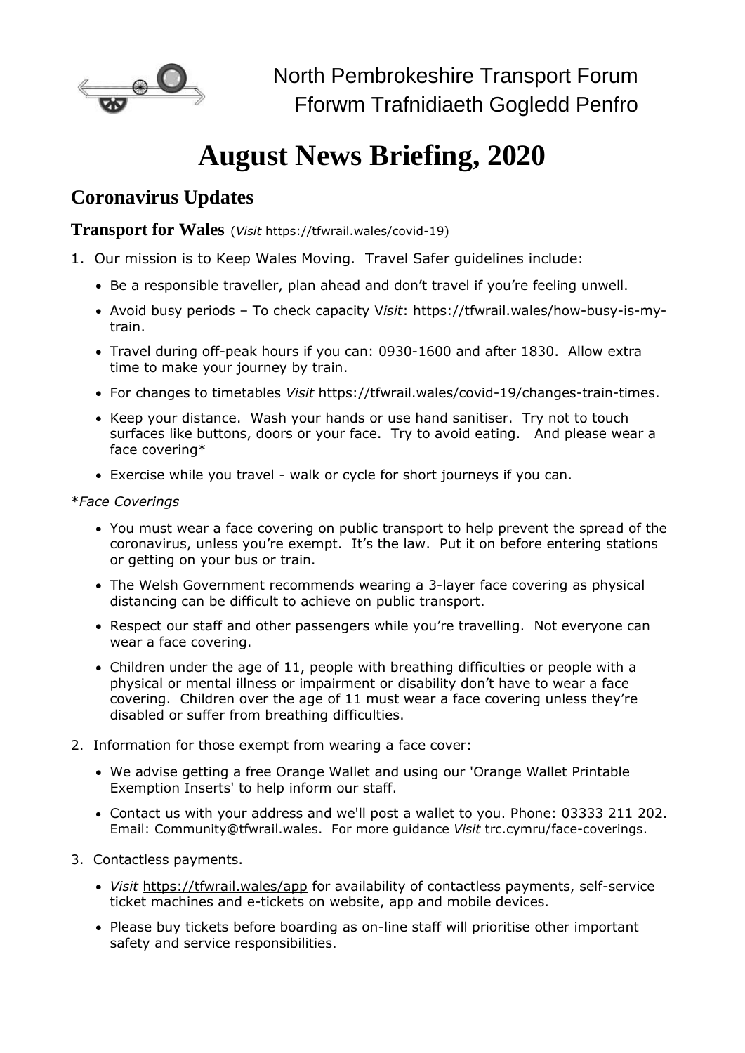North Pembrokeshire Transport Forum
Fforwm Trafnidiaeth Gogledd Penfro

# August News Briefing, 2020

## Coronavirus Updates

### Transport for Wales (*Visit* https://tfwrail.wales/covid-19)

1. Our mission is to Keep Wales Moving. Travel Safer guidelines include:
   - Be a responsible traveller, plan ahead and don't travel if you're feeling unwell.
   - Avoid busy periods – To check capacity V*isit*: https://tfwrail.wales/how-busy-is-my-train.
   - Travel during off-peak hours if you can: 0930-1600 and after 1830. Allow extra time to make your journey by train.
   - For changes to timetables *Visit* https://tfwrail.wales/covid-19/changes-train-times.
   - Keep your distance. Wash your hands or use hand sanitiser. Try not to touch surfaces like buttons, doors or your face. Try to avoid eating. And please wear a face covering*
   - Exercise while you travel - walk or cycle for short journeys if you can.

*\*Face Coverings*

   - You must wear a face covering on public transport to help prevent the spread of the coronavirus, unless you're exempt. It's the law. Put it on before entering stations or getting on your bus or train.
   - The Welsh Government recommends wearing a 3-layer face covering as physical distancing can be difficult to achieve on public transport.
   - Respect our staff and other passengers while you're travelling. Not everyone can wear a face covering.
   - Children under the age of 11, people with breathing difficulties or people with a physical or mental illness or impairment or disability don't have to wear a face covering. Children over the age of 11 must wear a face covering unless they're disabled or suffer from breathing difficulties.

2. Information for those exempt from wearing a face cover:
   - We advise getting a free Orange Wallet and using our 'Orange Wallet Printable Exemption Inserts' to help inform our staff.
   - Contact us with your address and we'll post a wallet to you. Phone: 03333 211 202. Email: Community@tfwrail.wales. For more guidance *Visit* trc.cymru/face-coverings.

3. Contactless payments.
   - *Visit* https://tfwrail.wales/app for availability of contactless payments, self-service ticket machines and e-tickets on website, app and mobile devices.
   - Please buy tickets before boarding as on-line staff will prioritise other important safety and service responsibilities.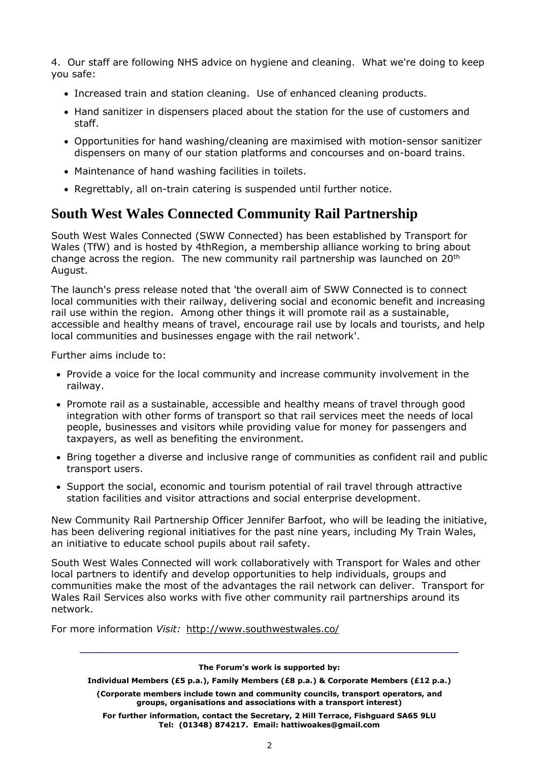4. Our staff are following NHS advice on hygiene and cleaning. What we're doing to keep you safe:

- Increased train and station cleaning. Use of enhanced cleaning products.
- Hand sanitizer in dispensers placed about the station for the use of customers and staff.
- Opportunities for hand washing/cleaning are maximised with motion-sensor sanitizer dispensers on many of our station platforms and concourses and on-board trains.
- Maintenance of hand washing facilities in toilets.
- Regrettably, all on-train catering is suspended until further notice.

## South West Wales Connected Community Rail Partnership

South West Wales Connected (SWW Connected) has been established by Transport for Wales (TfW) and is hosted by 4thRegion, a membership alliance working to bring about change across the region. The new community rail partnership was launched on 20th August.

The launch's press release noted that 'the overall aim of SWW Connected is to connect local communities with their railway, delivering social and economic benefit and increasing rail use within the region. Among other things it will promote rail as a sustainable, accessible and healthy means of travel, encourage rail use by locals and tourists, and help local communities and businesses engage with the rail network'.

Further aims include to:

- Provide a voice for the local community and increase community involvement in the railway.
- Promote rail as a sustainable, accessible and healthy means of travel through good integration with other forms of transport so that rail services meet the needs of local people, businesses and visitors while providing value for money for passengers and taxpayers, as well as benefiting the environment.
- Bring together a diverse and inclusive range of communities as confident rail and public transport users.
- Support the social, economic and tourism potential of rail travel through attractive station facilities and visitor attractions and social enterprise development.

New Community Rail Partnership Officer Jennifer Barfoot, who will be leading the initiative, has been delivering regional initiatives for the past nine years, including My Train Wales, an initiative to educate school pupils about rail safety.

South West Wales Connected will work collaboratively with Transport for Wales and other local partners to identify and develop opportunities to help individuals, groups and communities make the most of the advantages the rail network can deliver. Transport for Wales Rail Services also works with five other community rail partnerships around its network.

For more information *Visit:* http://www.southwestwales.co/

---

**The Forum's work is supported by:**

**Individual Members (£5 p.a.), Family Members (£8 p.a.) & Corporate Members (£12 p.a.)**

**(Corporate members include town and community councils, transport operators, and groups, organisations and associations with a transport interest)**

**For further information, contact the Secretary, 2 Hill Terrace, Fishguard SA65 9LU Tel: (01348) 874217. Email: hattiwoakes@gmail.com**